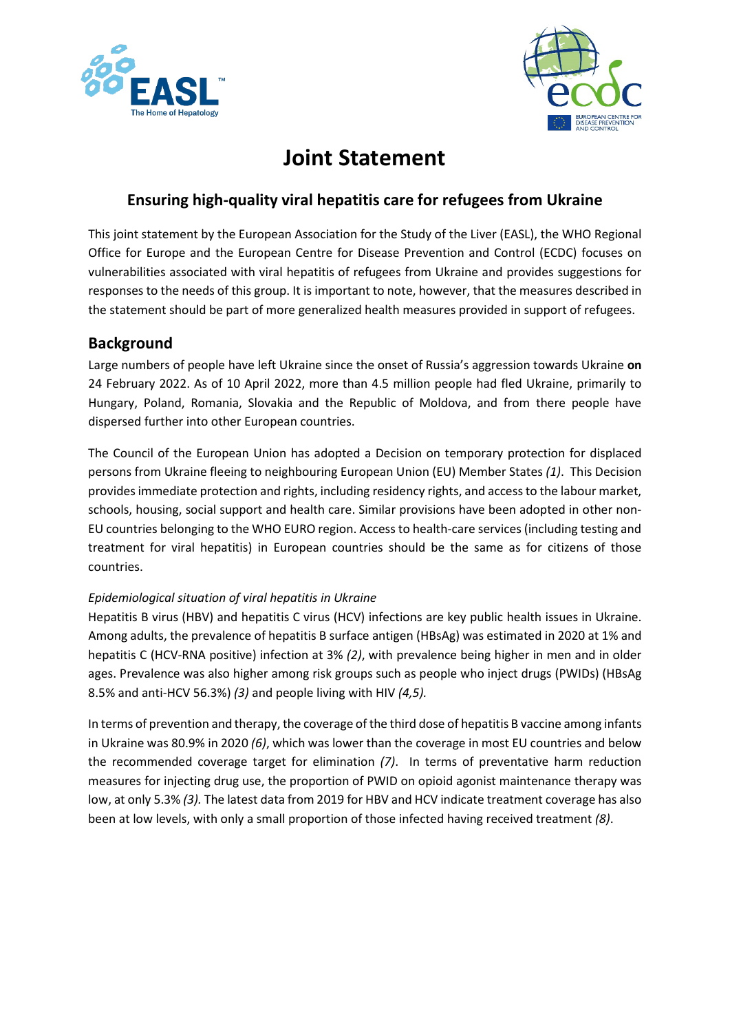# Joint Statement

## Ensuring high-quality viral hepatitis care for refugees from Ukraine

This joint statement by the European Association for the Study of the Liver (EASL), the WHO Regional Office for Europe and the European Centre for Disease Prevention and Control (ECDC) focuses on vulnerabilities associated with viral hepatitis of refugees from Ukraine and provides suggestions for responses to the needs of this group. It is important to note, however, that the measures described in the statement should be part of more generalized health measures provided in support of refugees.

## Background

Large numbers of people have left Ukraine since the onset of Russia's aggression towards Ukraine **on** 24 February 2022. As of 10 April 2022, more than 4.5 million people had fled Ukraine, primarily to Hungary, Poland, Romania, Slovakia and the Republic of Moldova, and from there people have dispersed further into other European countries.

The Council of the European Union has adopted a Decision on temporary protection for displaced persons from Ukraine fleeing to neighbouring European Union (EU) Member States *(1)*. This Decision provides immediate protection and rights, including residency rights, and access to the labour market, schools, housing, social support and health care. Similar provisions have been adopted in other non-EU countries belonging to the WHO EURO region. Access to health-care services (including testing and treatment for viral hepatitis) in European countries should be the same as for citizens of those countries.

*Epidemiological situation of viral hepatitis in Ukraine*

Hepatitis B virus (HBV) and hepatitis C virus (HCV) infections are key public health issues in Ukraine. Among adults, the prevalence of hepatitis B surface antigen (HBsAg) was estimated in 2020 at 1% and hepatitis C (HCV-RNA positive) infection at 3% *(2)*, with prevalence being higher in men and in older ages. Prevalence was also higher among risk groups such as people who inject drugs (PWIDs) (HBsAg 8.5% and anti-HCV 56.3%) *(3)* and people living with HIV *(4,5).*

In terms of prevention and therapy, the coverage of the third dose of hepatitis B vaccine among infants in Ukraine was 80.9% in 2020 *(6)*, which was lower than the coverage in most EU countries and below the recommended coverage target for elimination *(7)*. In terms of preventative harm reduction measures for injecting drug use, the proportion of PWID on opioid agonist maintenance therapy was low, at only 5.3% *(3).* The latest data from 2019 for HBV and HCV indicate treatment coverage has also been at low levels, with only a small proportion of those infected having received treatment *(8)*.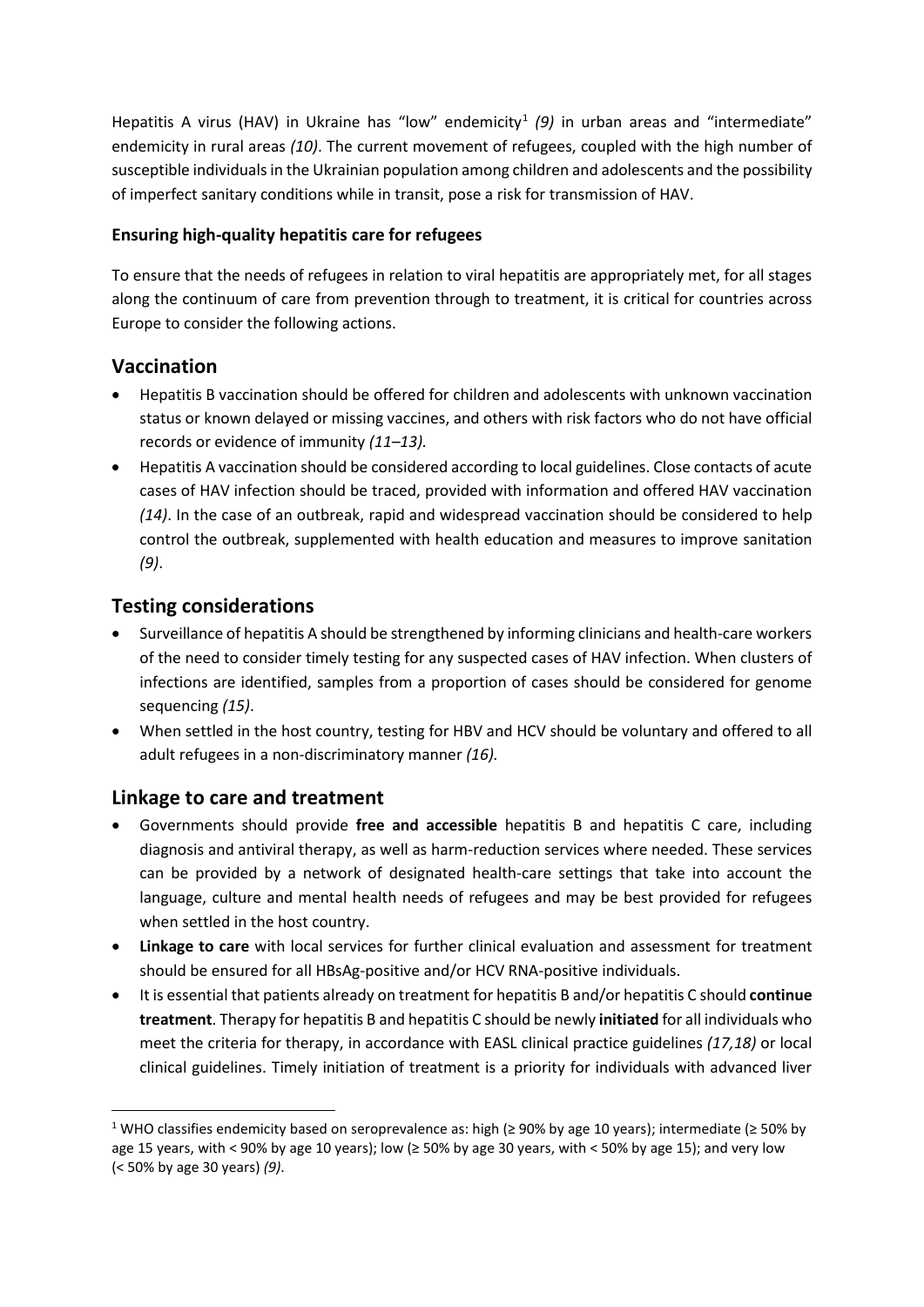Hepatitis A virus (HAV) in Ukraine has "low" endemicity[1] *(9)* in urban areas and "intermediate" endemicity in rural areas *(10)*. The current movement of refugees, coupled with the high number of susceptible individuals in the Ukrainian population among children and adolescents and the possibility of imperfect sanitary conditions while in transit, pose a risk for transmission of HAV.

**Ensuring high-quality hepatitis care for refugees**

To ensure that the needs of refugees in relation to viral hepatitis are appropriately met, for all stages along the continuum of care from prevention through to treatment, it is critical for countries across Europe to consider the following actions.

## Vaccination

- Hepatitis B vaccination should be offered for children and adolescents with unknown vaccination status or known delayed or missing vaccines, and others with risk factors who do not have official records or evidence of immunity *(11–13).*
- Hepatitis A vaccination should be considered according to local guidelines. Close contacts of acute cases of HAV infection should be traced, provided with information and offered HAV vaccination *(14)*. In the case of an outbreak, rapid and widespread vaccination should be considered to help control the outbreak, supplemented with health education and measures to improve sanitation *(9)*.

## Testing considerations

- Surveillance of hepatitis A should be strengthened by informing clinicians and health-care workers of the need to consider timely testing for any suspected cases of HAV infection. When clusters of infections are identified, samples from a proportion of cases should be considered for genome sequencing *(15)*.
- When settled in the host country, testing for HBV and HCV should be voluntary and offered to all adult refugees in a non-discriminatory manner *(16).*

## Linkage to care and treatment

- Governments should provide **free and accessible** hepatitis B and hepatitis C care, including diagnosis and antiviral therapy, as well as harm-reduction services where needed. These services can be provided by a network of designated health-care settings that take into account the language, culture and mental health needs of refugees and may be best provided for refugees when settled in the host country.
- **Linkage to care** with local services for further clinical evaluation and assessment for treatment should be ensured for all HBsAg-positive and/or HCV RNA-positive individuals.
- It is essential that patients already on treatment for hepatitis B and/or hepatitis C should **continue treatment**. Therapy for hepatitis B and hepatitis C should be newly **initiated** for all individuals who meet the criteria for therapy, in accordance with EASL clinical practice guidelines *(17,18)* or local clinical guidelines. Timely initiation of treatment is a priority for individuals with advanced liver

[1] WHO classifies endemicity based on seroprevalence as: high (≥ 90% by age 10 years); intermediate (≥ 50% by age 15 years, with < 90% by age 10 years); low (≥ 50% by age 30 years, with < 50% by age 15); and very low (< 50% by age 30 years) *(9)*.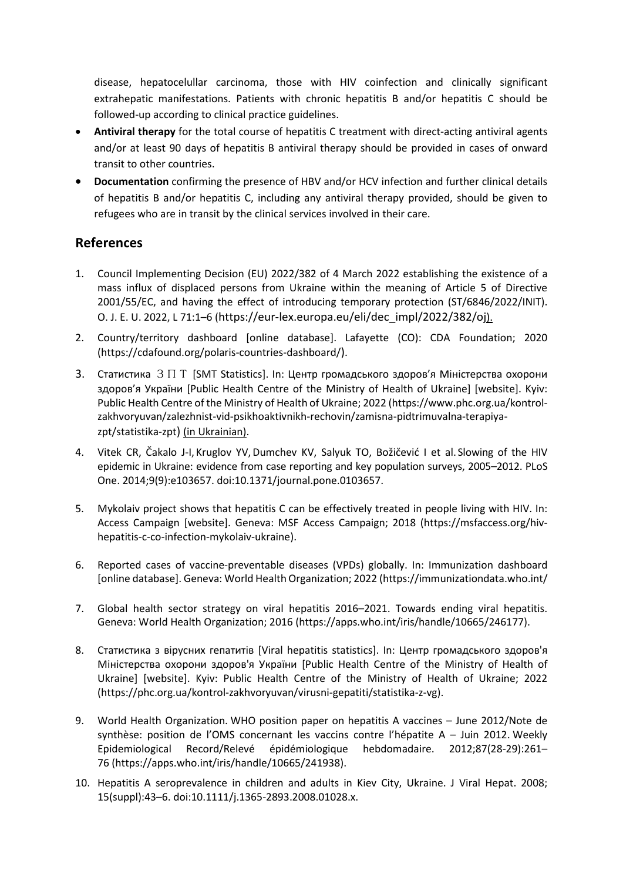disease, hepatocelullar carcinoma, those with HIV coinfection and clinically significant extrahepatic manifestations. Patients with chronic hepatitis B and/or hepatitis C should be followed-up according to clinical practice guidelines.

- **Antiviral therapy** for the total course of hepatitis C treatment with direct-acting antiviral agents and/or at least 90 days of hepatitis B antiviral therapy should be provided in cases of onward transit to other countries.
- **Documentation** confirming the presence of HBV and/or HCV infection and further clinical details of hepatitis B and/or hepatitis C, including any antiviral therapy provided, should be given to refugees who are in transit by the clinical services involved in their care.

## References

1. Council Implementing Decision (EU) 2022/382 of 4 March 2022 establishing the existence of a mass influx of displaced persons from Ukraine within the meaning of Article 5 of Directive 2001/55/EC, and having the effect of introducing temporary protection (ST/6846/2022/INIT). O. J. E. U. 2022, L 71:1–6 (https://eur-lex.europa.eu/eli/dec_impl/2022/382/oj).
2. Country/territory dashboard [online database]. Lafayette (CO): CDA Foundation; 2020 (https://cdafound.org/polaris-countries-dashboard/).
3. Статистика ЗПТ [SMT Statistics]. In: Центр громадського здоров'я Міністерства охорони здоров'я України [Public Health Centre of the Ministry of Health of Ukraine] [website]. Kyiv: Public Health Centre of the Ministry of Health of Ukraine; 2022 (https://www.phc.org.ua/kontrol-zakhvoryuvan/zalezhnist-vid-psikhoaktivnikh-rechovin/zamisna-pidtrimuvalna-terapiya-zpt/statistika-zpt) (in Ukrainian).
4. Vitek CR, Čakalo J-I, Kruglov YV, Dumchev KV, Salyuk TO, Božičević I et al. Slowing of the HIV epidemic in Ukraine: evidence from case reporting and key population surveys, 2005–2012. PLoS One. 2014;9(9):e103657. doi:10.1371/journal.pone.0103657.
5. Mykolaiv project shows that hepatitis C can be effectively treated in people living with HIV. In: Access Campaign [website]. Geneva: MSF Access Campaign; 2018 (https://msfaccess.org/hiv-hepatitis-c-co-infection-mykolaiv-ukraine).
6. Reported cases of vaccine-preventable diseases (VPDs) globally. In: Immunization dashboard [online database]. Geneva: World Health Organization; 2022 (https://immunizationdata.who.int/
7. Global health sector strategy on viral hepatitis 2016–2021. Towards ending viral hepatitis. Geneva: World Health Organization; 2016 (https://apps.who.int/iris/handle/10665/246177).
8. Статистика з вірусних гепатитів [Viral hepatitis statistics]. In: Центр громадського здоров'я Міністерства охорони здоров'я України [Public Health Centre of the Ministry of Health of Ukraine] [website]. Kyiv: Public Health Centre of the Ministry of Health of Ukraine; 2022 (https://phc.org.ua/kontrol-zakhvoryuvan/virusni-gepatiti/statistika-z-vg).
9. World Health Organization. WHO position paper on hepatitis A vaccines – June 2012/Note de synthèse: position de l'OMS concernant les vaccins contre l'hépatite A – Juin 2012. Weekly Epidemiological Record/Relevé épidémiologique hebdomadaire. 2012;87(28-29):261–76 (https://apps.who.int/iris/handle/10665/241938).
10. Hepatitis A seroprevalence in children and adults in Kiev City, Ukraine. J Viral Hepat. 2008; 15(suppl):43–6. doi:10.1111/j.1365-2893.2008.01028.x.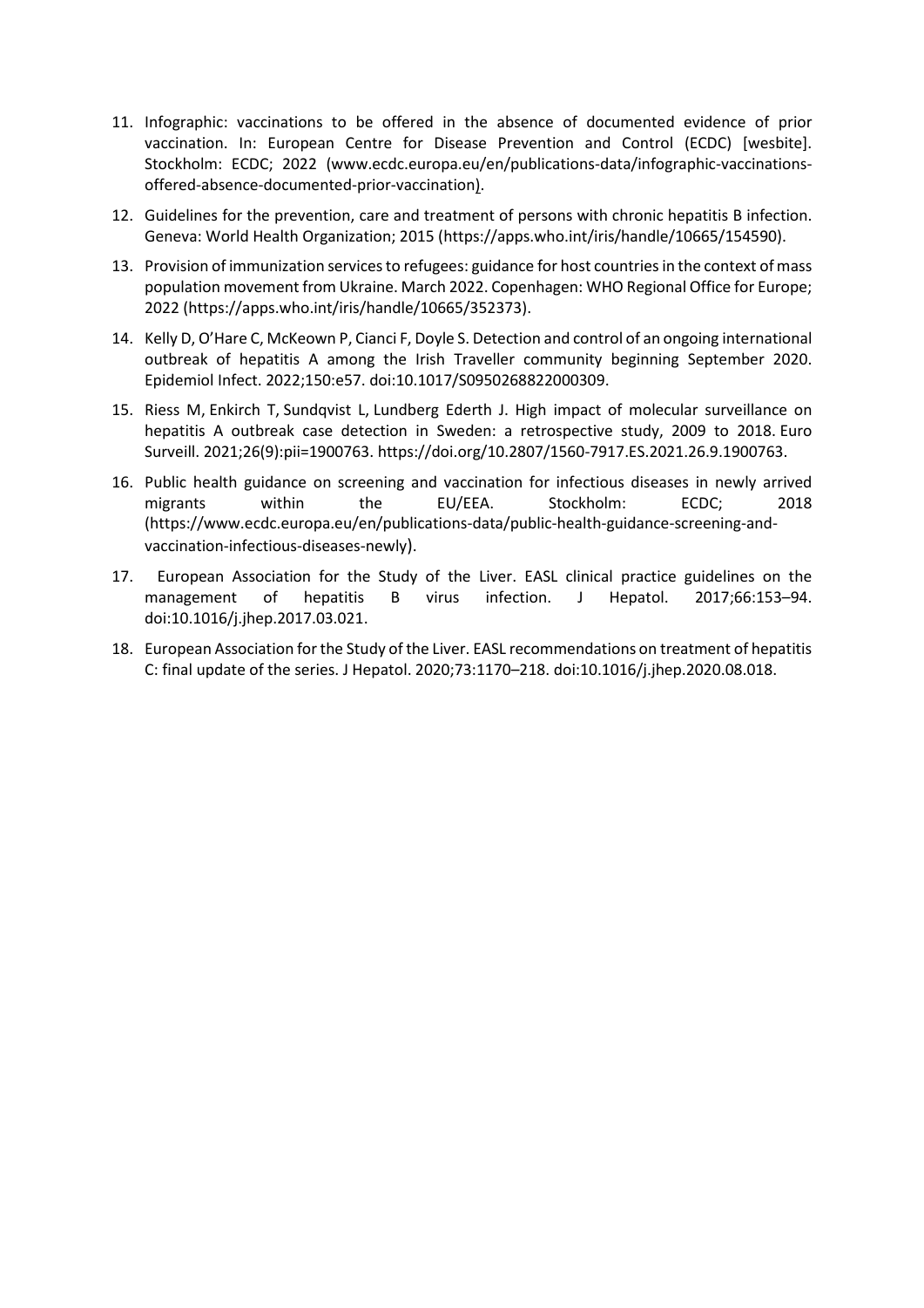11. Infographic: vaccinations to be offered in the absence of documented evidence of prior vaccination. In: European Centre for Disease Prevention and Control (ECDC) [wesbite]. Stockholm: ECDC; 2022 (www.ecdc.europa.eu/en/publications-data/infographic-vaccinations-offered-absence-documented-prior-vaccination).

12. Guidelines for the prevention, care and treatment of persons with chronic hepatitis B infection. Geneva: World Health Organization; 2015 (https://apps.who.int/iris/handle/10665/154590).

13. Provision of immunization services to refugees: guidance for host countries in the context of mass population movement from Ukraine. March 2022. Copenhagen: WHO Regional Office for Europe; 2022 (https://apps.who.int/iris/handle/10665/352373).

14. Kelly D, O'Hare C, McKeown P, Cianci F, Doyle S. Detection and control of an ongoing international outbreak of hepatitis A among the Irish Traveller community beginning September 2020. Epidemiol Infect. 2022;150:e57. doi:10.1017/S0950268822000309.

15. Riess M, Enkirch T, Sundqvist L, Lundberg Ederth J. High impact of molecular surveillance on hepatitis A outbreak case detection in Sweden: a retrospective study, 2009 to 2018. Euro Surveill. 2021;26(9):pii=1900763. https://doi.org/10.2807/1560-7917.ES.2021.26.9.1900763.

16. Public health guidance on screening and vaccination for infectious diseases in newly arrived migrants within the EU/EEA. Stockholm: ECDC; 2018 (https://www.ecdc.europa.eu/en/publications-data/public-health-guidance-screening-and-vaccination-infectious-diseases-newly).

17. European Association for the Study of the Liver. EASL clinical practice guidelines on the management of hepatitis B virus infection. J Hepatol. 2017;66:153–94. doi:10.1016/j.jhep.2017.03.021.

18. European Association for the Study of the Liver. EASL recommendations on treatment of hepatitis C: final update of the series. J Hepatol. 2020;73:1170–218. doi:10.1016/j.jhep.2020.08.018.